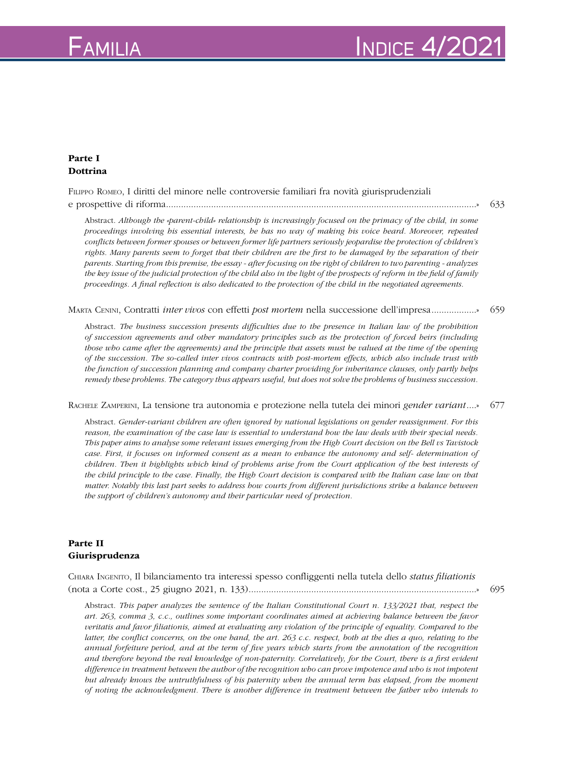# Familia — Indice 4/2021

## Parte I
## Dottrina

Filippo Romeo, I diritti del minore nelle controversie familiari fra novità giurisprudenziali e prospettive di riforma........................................................................................................................» 633

Abstract. *Although the «parent-child» relationship is increasingly focused on the primacy of the child, in some proceedings involving his essential interests, he has no way of making his voice heard. Moreover, repeated conflicts between former spouses or between former life partners seriously jeopardise the protection of children's rights. Many parents seem to forget that their children are the first to be damaged by the separation of their parents. Starting from this premise, the essay - after focusing on the right of children to two parenting - analyzes the key issue of the judicial protection of the child also in the light of the prospects of reform in the field of family proceedings. A final reflection is also dedicated to the protection of the child in the negotiated agreements.*

Marta Cenini, Contratti *inter vivos* con effetti *post mortem* nella successione dell'impresa..................» 659

Abstract. *The business succession presents difficulties due to the presence in Italian law of the prohibition of succession agreements and other mandatory principles such as the protection of forced heirs (including those who came after the agreements) and the principle that assets must be valued at the time of the opening of the succession. The so-called inter vivos contracts with post-mortem effects, which also include trust with the function of succession planning and company charter providing for inheritance clauses, only partly helps remedy these problems. The category thus appears useful, but does not solve the problems of business succession.*

Rachele Zamperini, La tensione tra autonomia e protezione nella tutela dei minori *gender variant*....» 677

Abstract. *Gender-variant children are often ignored by national legislations on gender reassignment. For this reason, the examination of the case law is essential to understand how the law deals with their special needs. This paper aims to analyse some relevant issues emerging from the High Court decision on the Bell vs Tavistock case. First, it focuses on informed consent as a mean to enhance the autonomy and self- determination of children. Then it highlights which kind of problems arise from the Court application of the best interests of the child principle to the case. Finally, the High Court decision is compared with the Italian case law on that matter. Notably this last part seeks to address how courts from different jurisdictions strike a balance between the support of children's autonomy and their particular need of protection.*

## Parte II
## Giurisprudenza

Chiara Ingenito, Il bilanciamento tra interessi spesso configgenti nella tutela dello *status filiationis* (nota a Corte cost., 25 giugno 2021, n. 133)..........................................................................................» 695

Abstract. *This paper analyzes the sentence of the Italian Constitutional Court n. 133/2021 that, respect the art. 263, comma 3, c.c., outlines some important coordinates aimed at achieving balance between the favor veritatis and favor filiationis, aimed at evaluating any violation of the principle of equality. Compared to the latter, the conflict concerns, on the one hand, the art. 263 c.c. respect, both at the dies a quo, relating to the annual forfeiture period, and at the term of five years which starts from the annotation of the recognition and therefore beyond the real knowledge of non-paternity. Correlatively, for the Court, there is a first evident difference in treatment between the author of the recognition who can prove impotence and who is not impotent but already knows the untruthfulness of his paternity when the annual term has elapsed, from the moment of noting the acknowledgment. There is another difference in treatment between the father who intends to*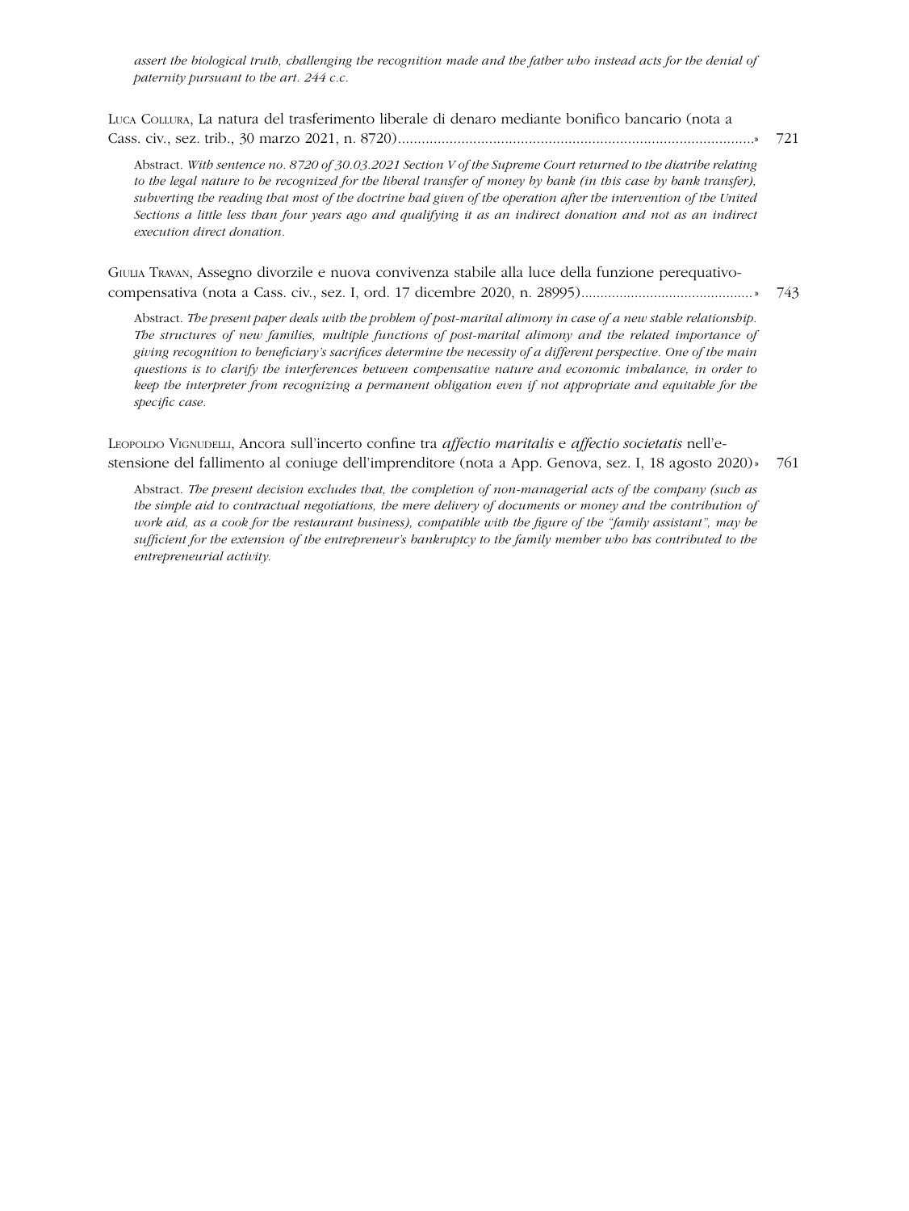*assert the biological truth, challenging the recognition made and the father who instead acts for the denial of paternity pursuant to the art. 244 c.c.*

Luca Collura, La natura del trasferimento liberale di denaro mediante bonifico bancario (nota a Cass. civ., sez. trib., 30 marzo 2021, n. 8720)........................................................................................» 721

Abstract. *With sentence no. 8720 of 30.03.2021 Section V of the Supreme Court returned to the diatribe relating to the legal nature to be recognized for the liberal transfer of money by bank (in this case by bank transfer), subverting the reading that most of the doctrine had given of the operation after the intervention of the United Sections a little less than four years ago and qualifying it as an indirect donation and not as an indirect execution direct donation.*

Giulia Travan, Assegno divorzile e nuova convivenza stabile alla luce della funzione perequativo-compensativa (nota a Cass. civ., sez. I, ord. 17 dicembre 2020, n. 28995)............................................» 743

Abstract. *The present paper deals with the problem of post-marital alimony in case of a new stable relationship. The structures of new families, multiple functions of post-marital alimony and the related importance of giving recognition to beneficiary's sacrifices determine the necessity of a different perspective. One of the main questions is to clarify the interferences between compensative nature and economic imbalance, in order to keep the interpreter from recognizing a permanent obligation even if not appropriate and equitable for the specific case.*

Leopoldo Vignudelli, Ancora sull'incerto confine tra *affectio maritalis* e *affectio societatis* nell'estensione del fallimento al coniuge dell'imprenditore (nota a App. Genova, sez. I, 18 agosto 2020)» 761

Abstract. *The present decision excludes that, the completion of non-managerial acts of the company (such as the simple aid to contractual negotiations, the mere delivery of documents or money and the contribution of work aid, as a cook for the restaurant business), compatible with the figure of the "family assistant", may be sufficient for the extension of the entrepreneur's bankruptcy to the family member who has contributed to the entrepreneurial activity.*